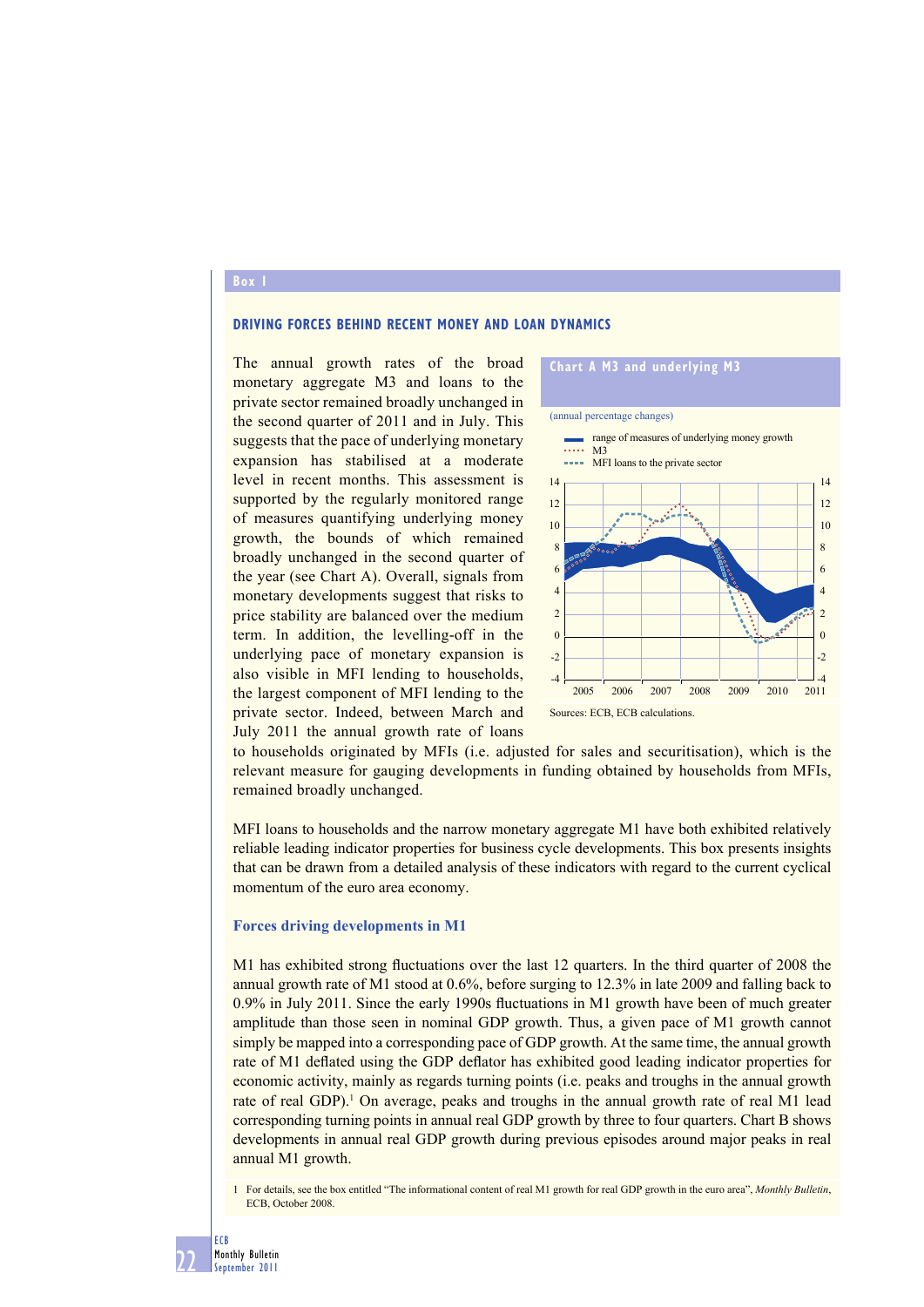**Box 1**

## DRIVING FORCES BEHIND RECENT MONEY AND LOAN DYNAMICS

The annual growth rates of the broad monetary aggregate M3 and loans to the private sector remained broadly unchanged in the second quarter of 2011 and in July. This suggests that the pace of underlying monetary expansion has stabilised at a moderate level in recent months. This assessment is supported by the regularly monitored range of measures quantifying underlying money growth, the bounds of which remained broadly unchanged in the second quarter of the year (see Chart A). Overall, signals from monetary developments suggest that risks to price stability are balanced over the medium term. In addition, the levelling-off in the underlying pace of monetary expansion is also visible in MFI lending to households, the largest component of MFI lending to the private sector. Indeed, between March and July 2011 the annual growth rate of loans to households originated by MFIs (i.e. adjusted for sales and securitisation), which is the relevant measure for gauging developments in funding obtained by households from MFIs, remained broadly unchanged.

**Chart A M3 and underlying M3**

(annual percentage changes)

- range of measures of underlying money growth
- M3
- MFI loans to the private sector

Sources: ECB, ECB calculations.

MFI loans to households and the narrow monetary aggregate M1 have both exhibited relatively reliable leading indicator properties for business cycle developments. This box presents insights that can be drawn from a detailed analysis of these indicators with regard to the current cyclical momentum of the euro area economy.

### Forces driving developments in M1

M1 has exhibited strong fluctuations over the last 12 quarters. In the third quarter of 2008 the annual growth rate of M1 stood at 0.6%, before surging to 12.3% in late 2009 and falling back to 0.9% in July 2011. Since the early 1990s fluctuations in M1 growth have been of much greater amplitude than those seen in nominal GDP growth. Thus, a given pace of M1 growth cannot simply be mapped into a corresponding pace of GDP growth. At the same time, the annual growth rate of M1 deflated using the GDP deflator has exhibited good leading indicator properties for economic activity, mainly as regards turning points (i.e. peaks and troughs in the annual growth rate of real GDP).[1] On average, peaks and troughs in the annual growth rate of real M1 lead corresponding turning points in annual real GDP growth by three to four quarters. Chart B shows developments in annual real GDP growth during previous episodes around major peaks in real annual M1 growth.

1 For details, see the box entitled "The informational content of real M1 growth for real GDP growth in the euro area", *Monthly Bulletin*, ECB, October 2008.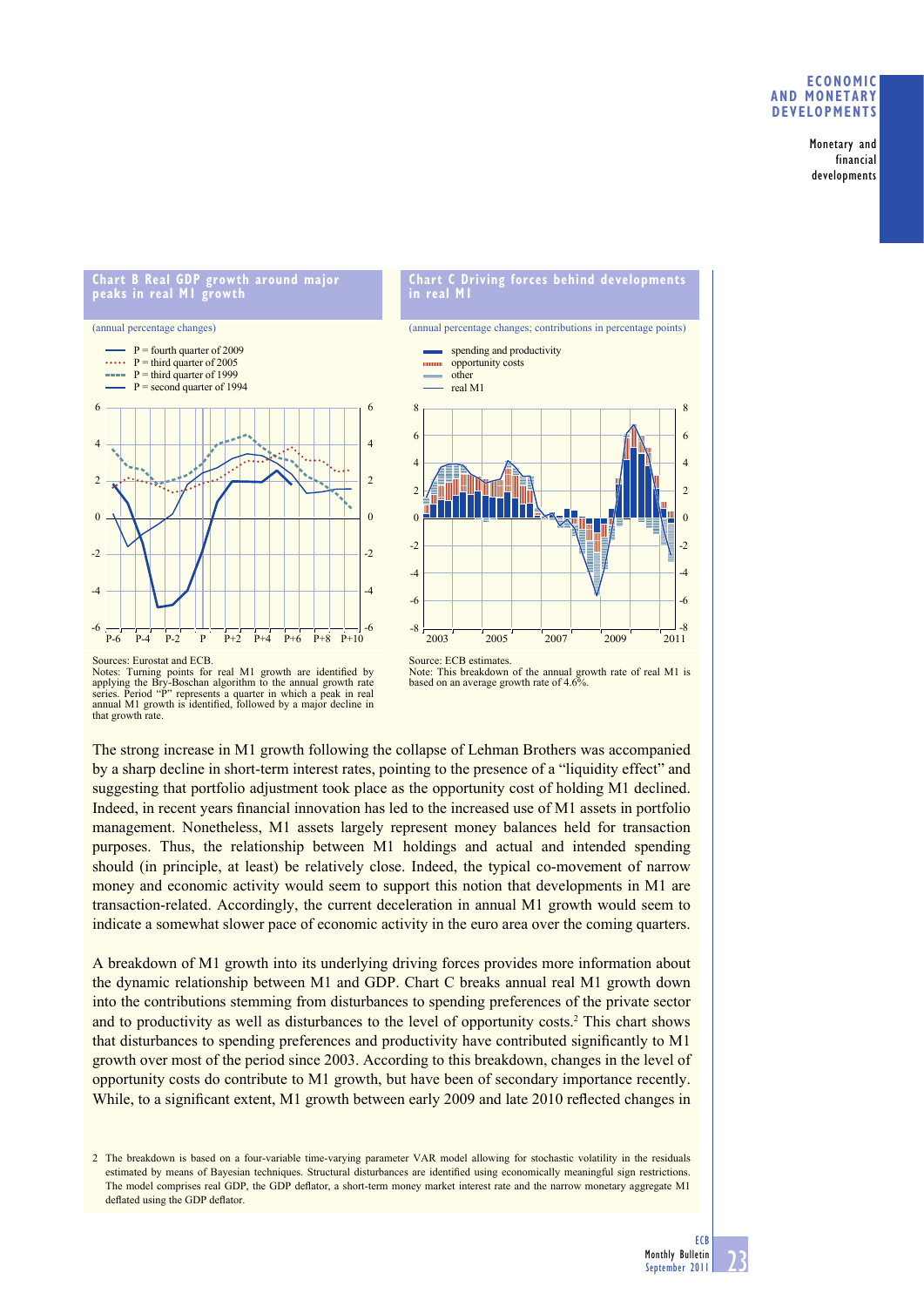**Chart B Real GDP growth around major peaks in real M1 growth**

(annual percentage changes)

- P = fourth quarter of 2009
- P = third quarter of 2005
- P = third quarter of 1999
- P = second quarter of 1994

Sources: Eurostat and ECB.
Notes: Turning points for real M1 growth are identified by applying the Bry-Boschan algorithm to the annual growth rate series. Period "P" represents a quarter in which a peak in real annual M1 growth is identified, followed by a major decline in that growth rate.

**Chart C Driving forces behind developments in real M1**

(annual percentage changes; contributions in percentage points)

- spending and productivity
- opportunity costs
- other
- real M1

Source: ECB estimates.
Note: This breakdown of the annual growth rate of real M1 is based on an average growth rate of 4.6%.

The strong increase in M1 growth following the collapse of Lehman Brothers was accompanied by a sharp decline in short-term interest rates, pointing to the presence of a "liquidity effect" and suggesting that portfolio adjustment took place as the opportunity cost of holding M1 declined. Indeed, in recent years financial innovation has led to the increased use of M1 assets in portfolio management. Nonetheless, M1 assets largely represent money balances held for transaction purposes. Thus, the relationship between M1 holdings and actual and intended spending should (in principle, at least) be relatively close. Indeed, the typical co-movement of narrow money and economic activity would seem to support this notion that developments in M1 are transaction-related. Accordingly, the current deceleration in annual M1 growth would seem to indicate a somewhat slower pace of economic activity in the euro area over the coming quarters.

A breakdown of M1 growth into its underlying driving forces provides more information about the dynamic relationship between M1 and GDP. Chart C breaks annual real M1 growth down into the contributions stemming from disturbances to spending preferences of the private sector and to productivity as well as disturbances to the level of opportunity costs.[2] This chart shows that disturbances to spending preferences and productivity have contributed significantly to M1 growth over most of the period since 2003. According to this breakdown, changes in the level of opportunity costs do contribute to M1 growth, but have been of secondary importance recently. While, to a significant extent, M1 growth between early 2009 and late 2010 reflected changes in

2 The breakdown is based on a four-variable time-varying parameter VAR model allowing for stochastic volatility in the residuals estimated by means of Bayesian techniques. Structural disturbances are identified using economically meaningful sign restrictions. The model comprises real GDP, the GDP deflator, a short-term money market interest rate and the narrow monetary aggregate M1 deflated using the GDP deflator.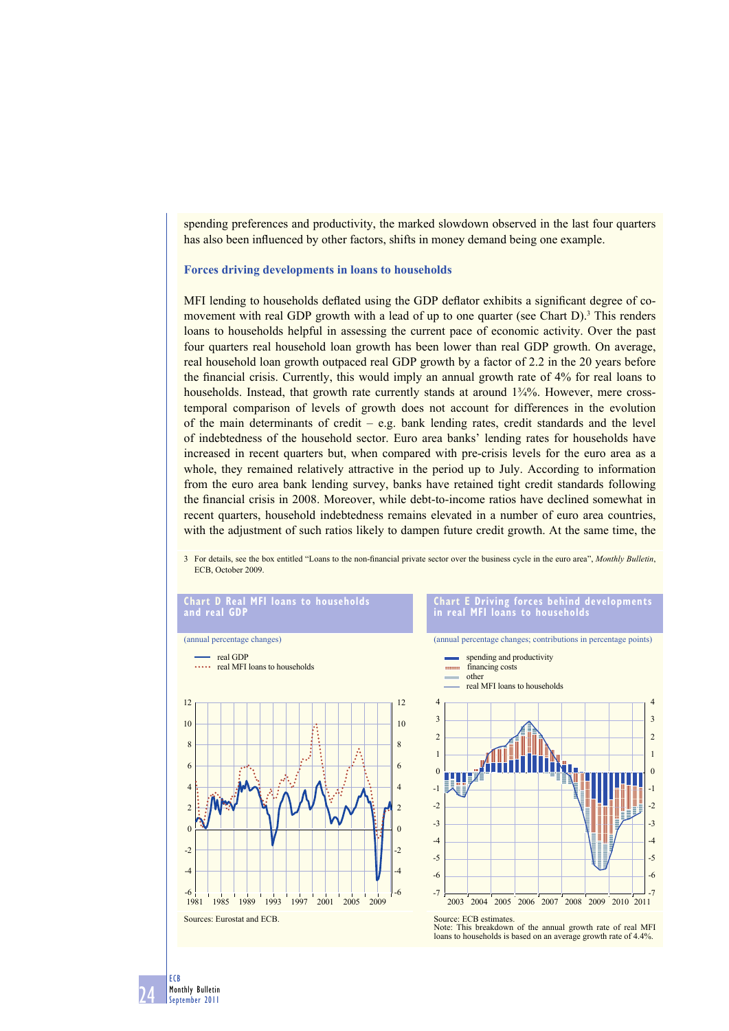spending preferences and productivity, the marked slowdown observed in the last four quarters has also been influenced by other factors, shifts in money demand being one example.

### Forces driving developments in loans to households

MFI lending to households deflated using the GDP deflator exhibits a significant degree of co-movement with real GDP growth with a lead of up to one quarter (see Chart D).[3] This renders loans to households helpful in assessing the current pace of economic activity. Over the past four quarters real household loan growth has been lower than real GDP growth. On average, real household loan growth outpaced real GDP growth by a factor of 2.2 in the 20 years before the financial crisis. Currently, this would imply an annual growth rate of 4% for real loans to households. Instead, that growth rate currently stands at around 1¾%. However, mere cross-temporal comparison of levels of growth does not account for differences in the evolution of the main determinants of credit – e.g. bank lending rates, credit standards and the level of indebtedness of the household sector. Euro area banks' lending rates for households have increased in recent quarters but, when compared with pre-crisis levels for the euro area as a whole, they remained relatively attractive in the period up to July. According to information from the euro area bank lending survey, banks have retained tight credit standards following the financial crisis in 2008. Moreover, while debt-to-income ratios have declined somewhat in recent quarters, household indebtedness remains elevated in a number of euro area countries, with the adjustment of such ratios likely to dampen future credit growth. At the same time, the

3 For details, see the box entitled "Loans to the non-financial private sector over the business cycle in the euro area", *Monthly Bulletin*, ECB, October 2009.

**Chart D Real MFI loans to households and real GDP**

(annual percentage changes)

Sources: Eurostat and ECB.

**Chart E Driving forces behind developments in real MFI loans to households**

(annual percentage changes; contributions in percentage points)

Source: ECB estimates.
Note: This breakdown of the annual growth rate of real MFI loans to households is based on an average growth rate of 4.4%.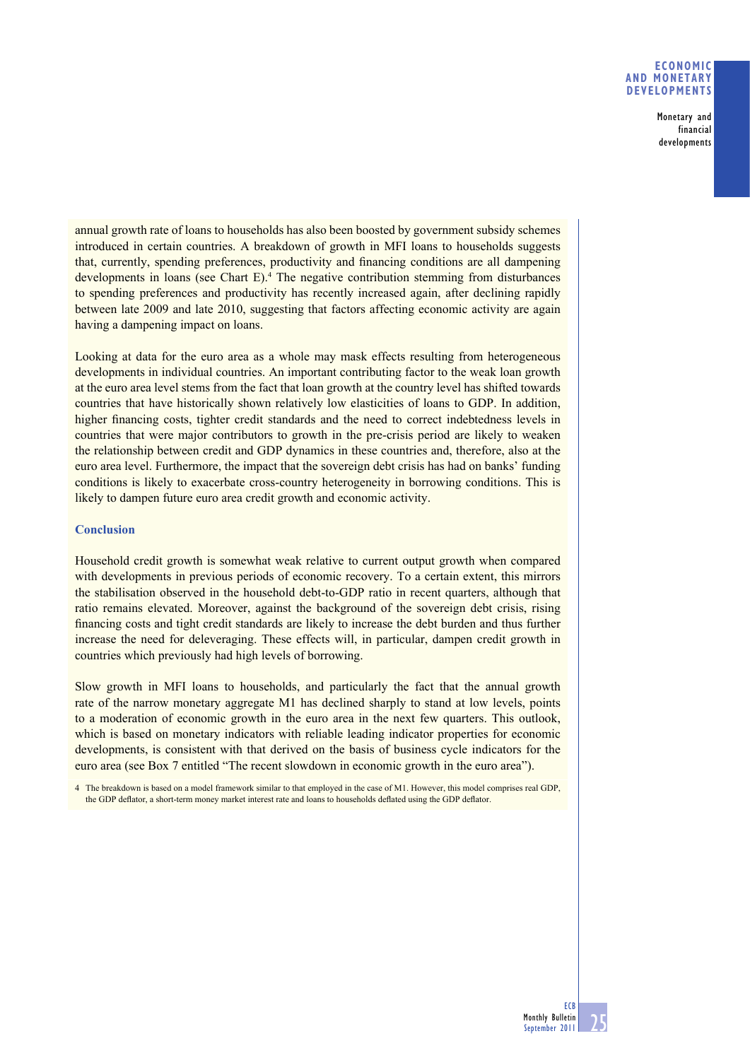annual growth rate of loans to households has also been boosted by government subsidy schemes introduced in certain countries. A breakdown of growth in MFI loans to households suggests that, currently, spending preferences, productivity and financing conditions are all dampening developments in loans (see Chart E).[4] The negative contribution stemming from disturbances to spending preferences and productivity has recently increased again, after declining rapidly between late 2009 and late 2010, suggesting that factors affecting economic activity are again having a dampening impact on loans.

Looking at data for the euro area as a whole may mask effects resulting from heterogeneous developments in individual countries. An important contributing factor to the weak loan growth at the euro area level stems from the fact that loan growth at the country level has shifted towards countries that have historically shown relatively low elasticities of loans to GDP. In addition, higher financing costs, tighter credit standards and the need to correct indebtedness levels in countries that were major contributors to growth in the pre-crisis period are likely to weaken the relationship between credit and GDP dynamics in these countries and, therefore, also at the euro area level. Furthermore, the impact that the sovereign debt crisis has had on banks' funding conditions is likely to exacerbate cross-country heterogeneity in borrowing conditions. This is likely to dampen future euro area credit growth and economic activity.

### Conclusion

Household credit growth is somewhat weak relative to current output growth when compared with developments in previous periods of economic recovery. To a certain extent, this mirrors the stabilisation observed in the household debt-to-GDP ratio in recent quarters, although that ratio remains elevated. Moreover, against the background of the sovereign debt crisis, rising financing costs and tight credit standards are likely to increase the debt burden and thus further increase the need for deleveraging. These effects will, in particular, dampen credit growth in countries which previously had high levels of borrowing.

Slow growth in MFI loans to households, and particularly the fact that the annual growth rate of the narrow monetary aggregate M1 has declined sharply to stand at low levels, points to a moderation of economic growth in the euro area in the next few quarters. This outlook, which is based on monetary indicators with reliable leading indicator properties for economic developments, is consistent with that derived on the basis of business cycle indicators for the euro area (see Box 7 entitled "The recent slowdown in economic growth in the euro area").

4 The breakdown is based on a model framework similar to that employed in the case of M1. However, this model comprises real GDP, the GDP deflator, a short-term money market interest rate and loans to households deflated using the GDP deflator.